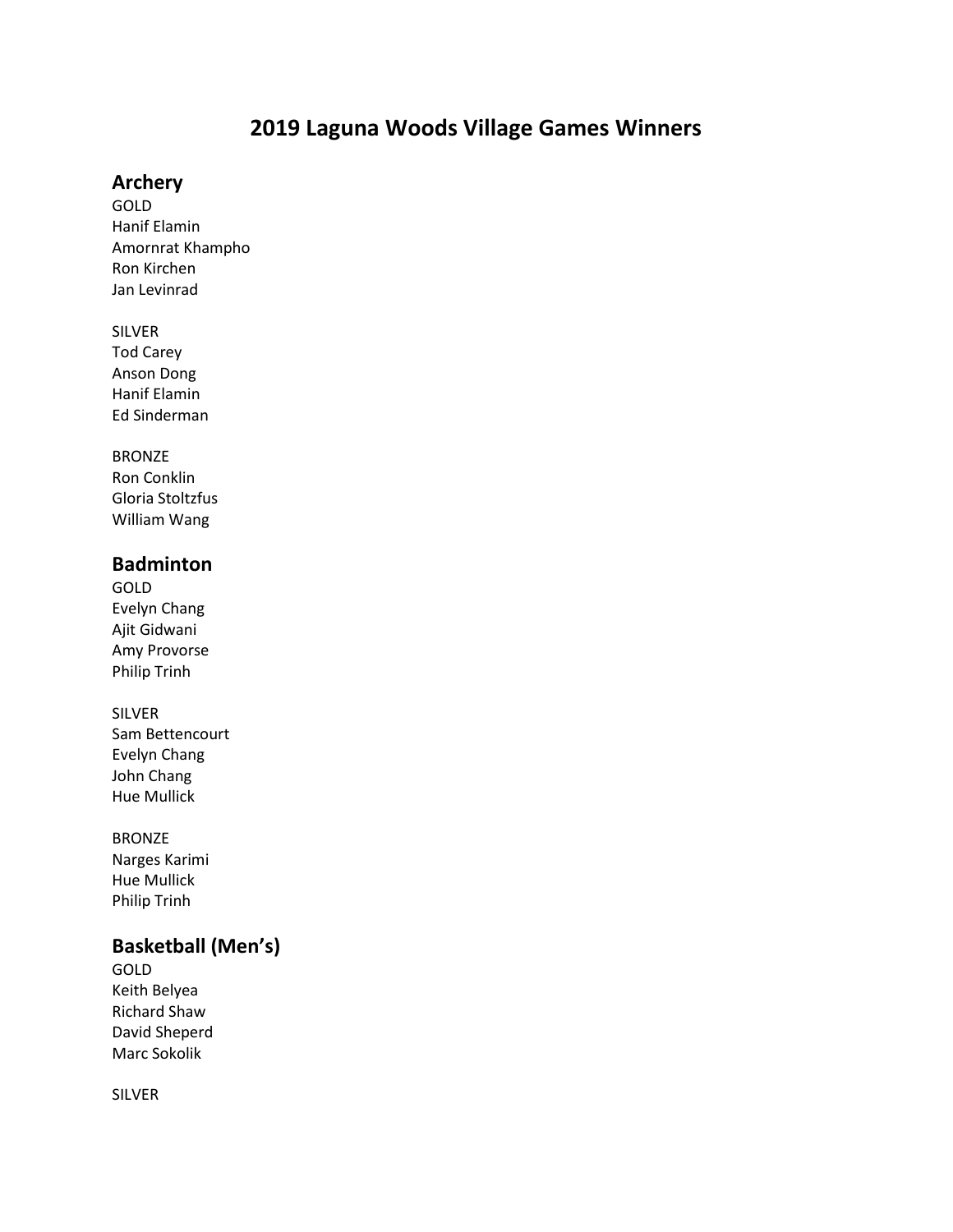# 2019 Laguna Woods Village Games Winners

## Archery

GOLD
Hanif Elamin
Amornrat Khampho
Ron Kirchen
Jan Levinrad

SILVER
Tod Carey
Anson Dong
Hanif Elamin
Ed Sinderman

BRONZE
Ron Conklin
Gloria Stoltzfus
William Wang

## Badminton

GOLD
Evelyn Chang
Ajit Gidwani
Amy Provorse
Philip Trinh

SILVER
Sam Bettencourt
Evelyn Chang
John Chang
Hue Mullick

BRONZE
Narges Karimi
Hue Mullick
Philip Trinh

## Basketball (Men's)

GOLD
Keith Belyea
Richard Shaw
David Sheperd
Marc Sokolik

SILVER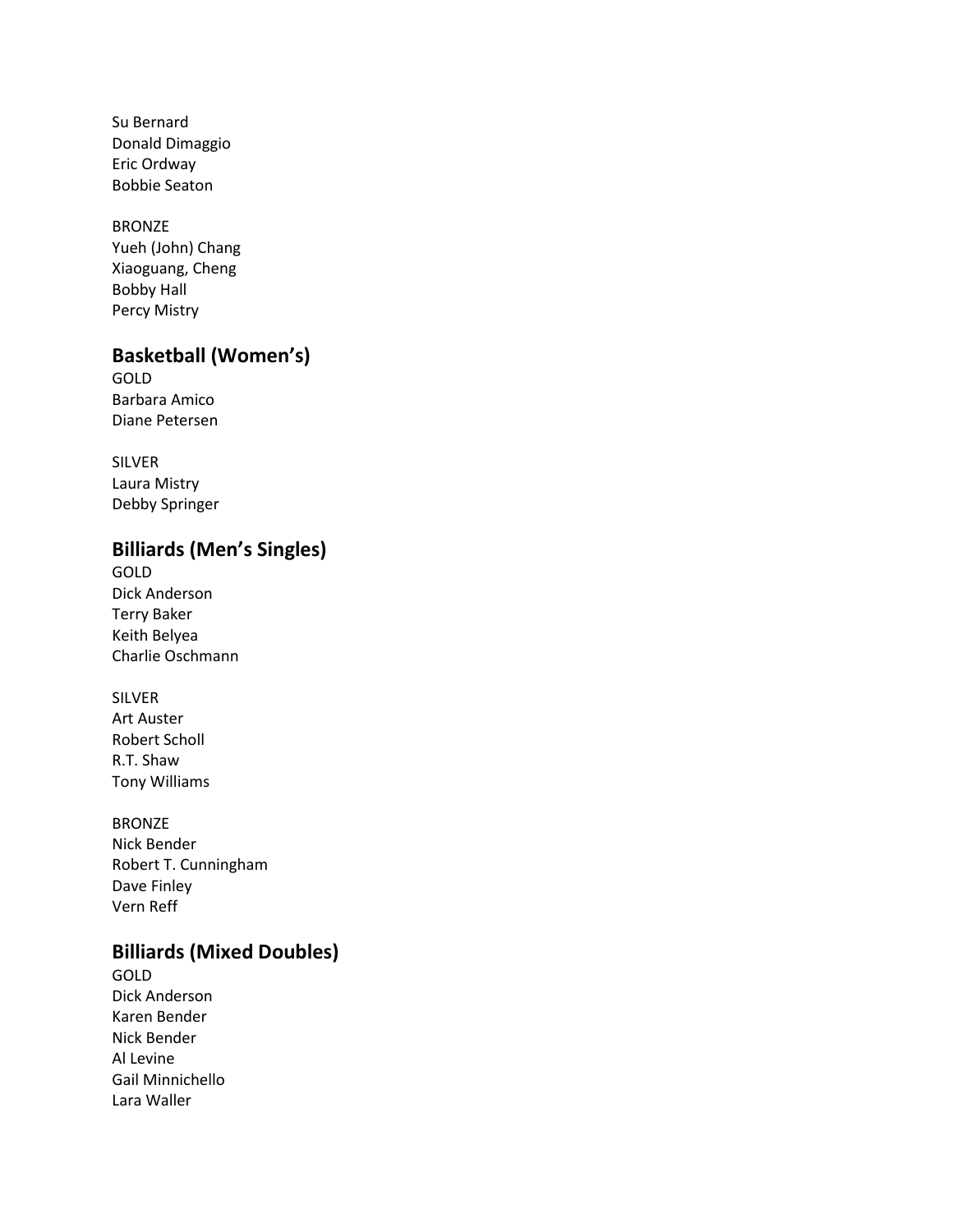Su Bernard
Donald Dimaggio
Eric Ordway
Bobbie Seaton

BRONZE
Yueh (John) Chang
Xiaoguang, Cheng
Bobby Hall
Percy Mistry

## Basketball (Women's)

GOLD
Barbara Amico
Diane Petersen

SILVER
Laura Mistry
Debby Springer

## Billiards (Men's Singles)

GOLD
Dick Anderson
Terry Baker
Keith Belyea
Charlie Oschmann

SILVER
Art Auster
Robert Scholl
R.T. Shaw
Tony Williams

BRONZE
Nick Bender
Robert T. Cunningham
Dave Finley
Vern Reff

## Billiards (Mixed Doubles)

GOLD
Dick Anderson
Karen Bender
Nick Bender
Al Levine
Gail Minnichello
Lara Waller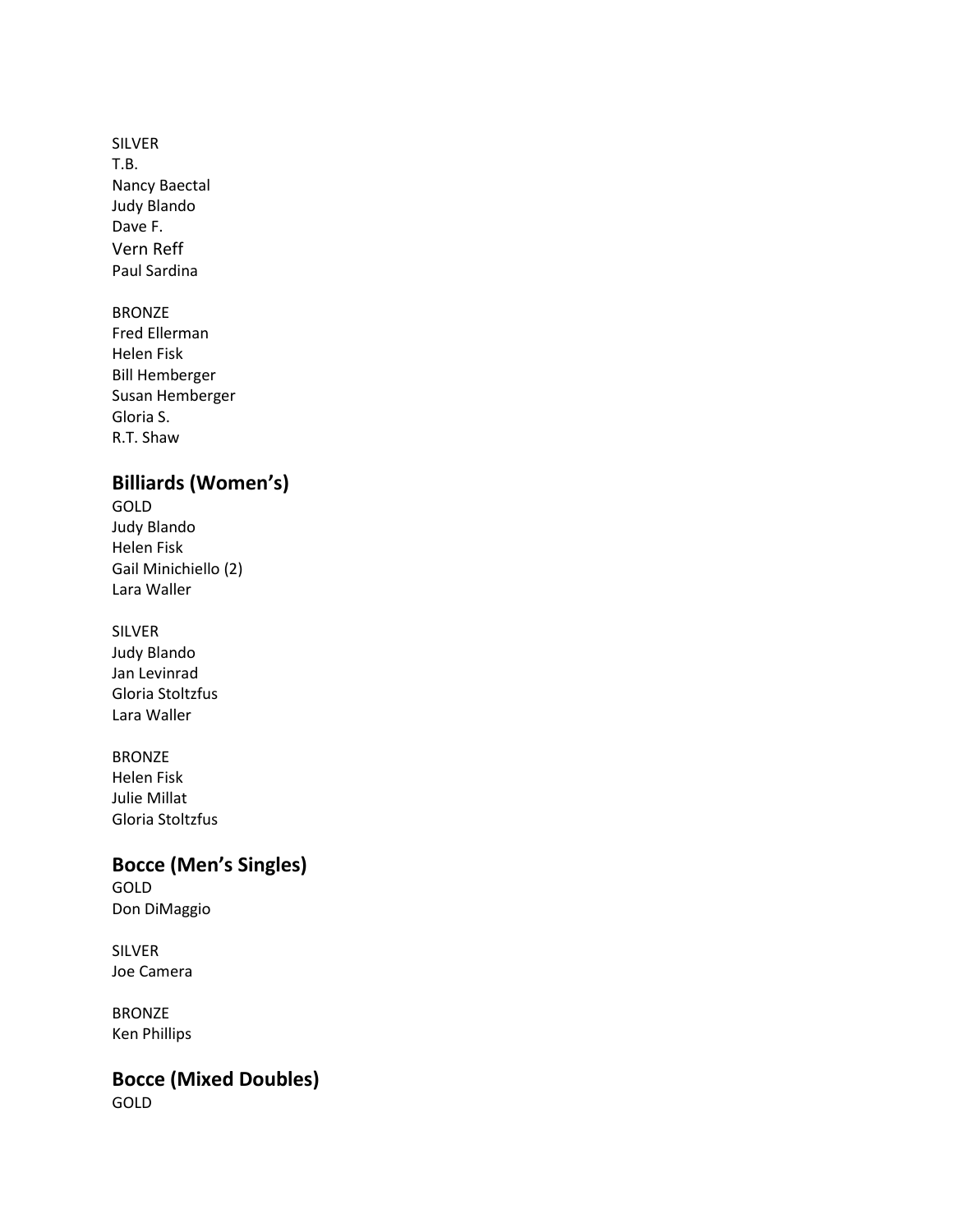SILVER
T.B.
Nancy Baectal
Judy Blando
Dave F.
Vern Reff
Paul Sardina

BRONZE
Fred Ellerman
Helen Fisk
Bill Hemberger
Susan Hemberger
Gloria S.
R.T. Shaw

## Billiards (Women's)

GOLD
Judy Blando
Helen Fisk
Gail Minichiello (2)
Lara Waller

SILVER
Judy Blando
Jan Levinrad
Gloria Stoltzfus
Lara Waller

BRONZE
Helen Fisk
Julie Millat
Gloria Stoltzfus

## Bocce (Men's Singles)

GOLD
Don DiMaggio

SILVER
Joe Camera

BRONZE
Ken Phillips

## Bocce (Mixed Doubles)

GOLD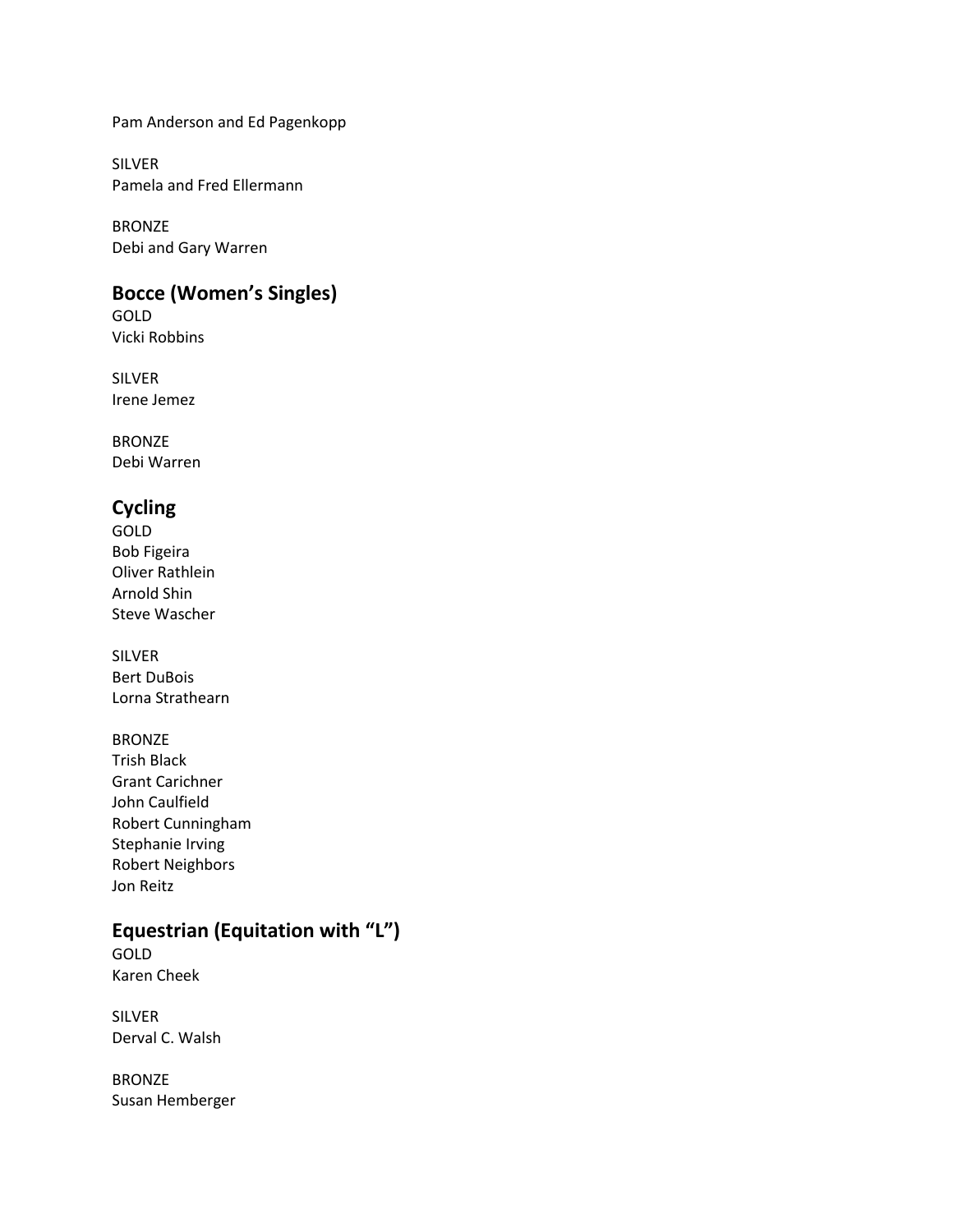Pam Anderson and Ed Pagenkopp

SILVER
Pamela and Fred Ellermann

BRONZE
Debi and Gary Warren

## Bocce (Women's Singles)

GOLD
Vicki Robbins

SILVER
Irene Jemez

BRONZE
Debi Warren

## Cycling

GOLD
Bob Figeira
Oliver Rathlein
Arnold Shin
Steve Wascher

SILVER
Bert DuBois
Lorna Strathearn

BRONZE
Trish Black
Grant Carichner
John Caulfield
Robert Cunningham
Stephanie Irving
Robert Neighbors
Jon Reitz

## Equestrian (Equitation with "L")

GOLD
Karen Cheek

SILVER
Derval C. Walsh

BRONZE
Susan Hemberger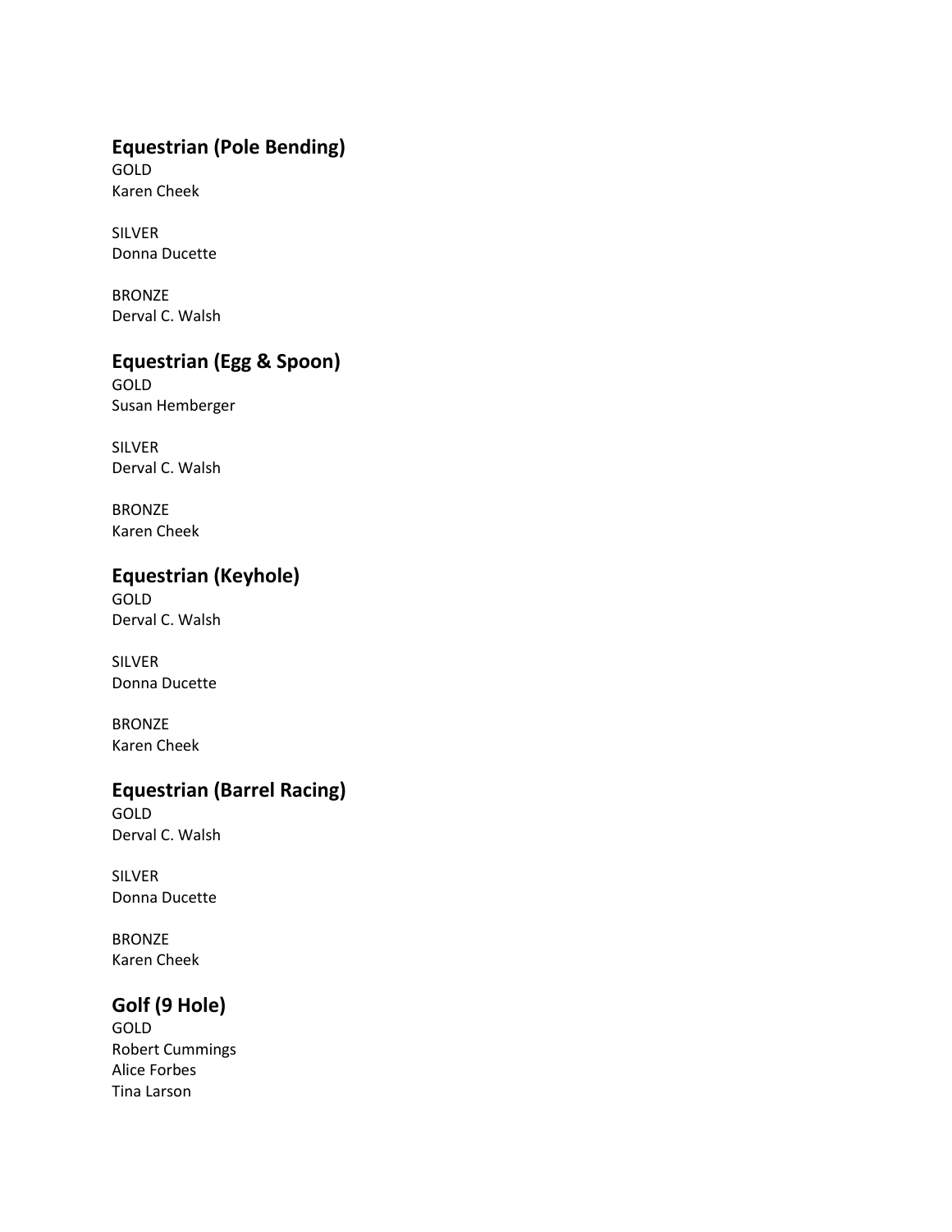## Equestrian (Pole Bending)

GOLD
Karen Cheek

SILVER
Donna Ducette

BRONZE
Derval C. Walsh

## Equestrian (Egg & Spoon)

GOLD
Susan Hemberger

SILVER
Derval C. Walsh

BRONZE
Karen Cheek

## Equestrian (Keyhole)

GOLD
Derval C. Walsh

SILVER
Donna Ducette

BRONZE
Karen Cheek

## Equestrian (Barrel Racing)

GOLD
Derval C. Walsh

SILVER
Donna Ducette

BRONZE
Karen Cheek

## Golf (9 Hole)

GOLD
Robert Cummings
Alice Forbes
Tina Larson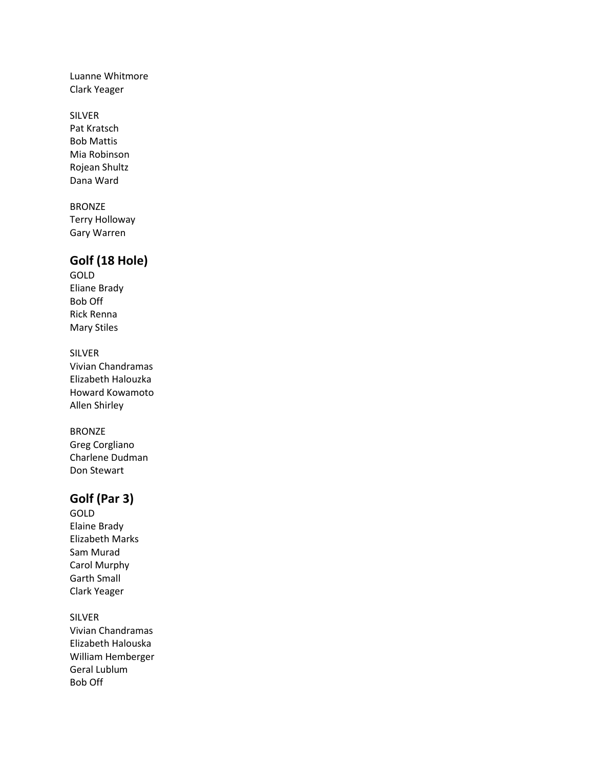Luanne Whitmore
Clark Yeager

SILVER
Pat Kratsch
Bob Mattis
Mia Robinson
Rojean Shultz
Dana Ward

BRONZE
Terry Holloway
Gary Warren

## Golf (18 Hole)

GOLD
Eliane Brady
Bob Off
Rick Renna
Mary Stiles

SILVER
Vivian Chandramas
Elizabeth Halouzka
Howard Kowamoto
Allen Shirley

BRONZE
Greg Corgliano
Charlene Dudman
Don Stewart

## Golf (Par 3)

GOLD
Elaine Brady
Elizabeth Marks
Sam Murad
Carol Murphy
Garth Small
Clark Yeager

SILVER
Vivian Chandramas
Elizabeth Halouska
William Hemberger
Geral Lublum
Bob Off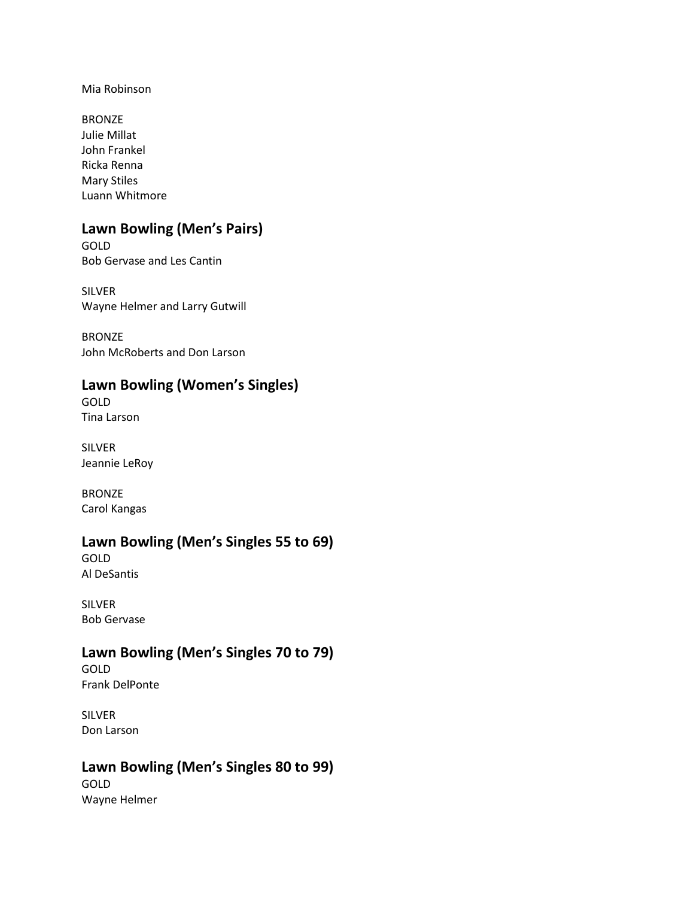Mia Robinson

BRONZE
Julie Millat
John Frankel
Ricka Renna
Mary Stiles
Luann Whitmore

## Lawn Bowling (Men's Pairs)

GOLD
Bob Gervase and Les Cantin

SILVER
Wayne Helmer and Larry Gutwill

BRONZE
John McRoberts and Don Larson

## Lawn Bowling (Women's Singles)

GOLD
Tina Larson

SILVER
Jeannie LeRoy

BRONZE
Carol Kangas

## Lawn Bowling (Men's Singles 55 to 69)

GOLD
Al DeSantis

SILVER
Bob Gervase

## Lawn Bowling (Men's Singles 70 to 79)

GOLD
Frank DelPonte

SILVER
Don Larson

## Lawn Bowling (Men's Singles 80 to 99)

GOLD
Wayne Helmer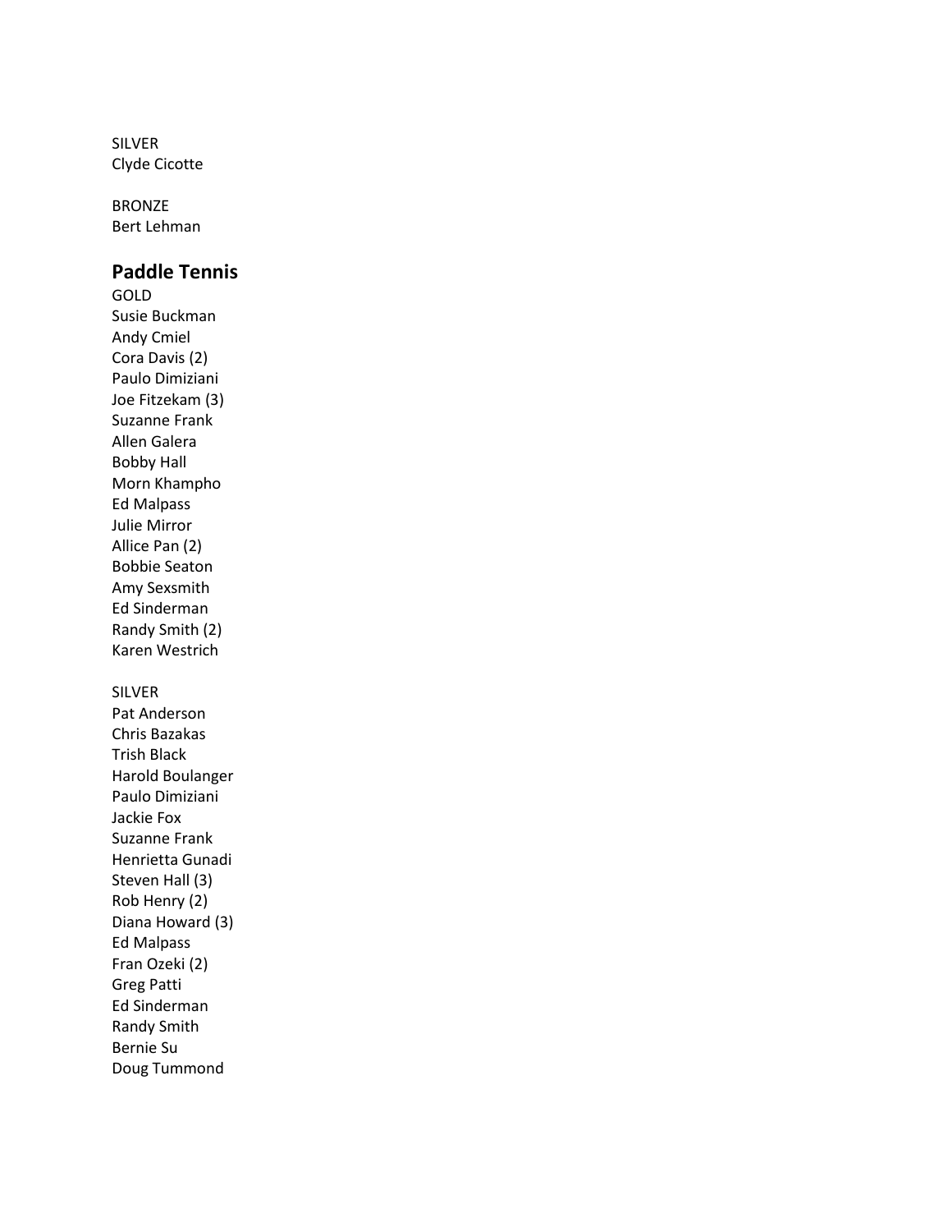SILVER
Clyde Cicotte

BRONZE
Bert Lehman

## Paddle Tennis

GOLD
Susie Buckman
Andy Cmiel
Cora Davis (2)
Paulo Dimiziani
Joe Fitzekam (3)
Suzanne Frank
Allen Galera
Bobby Hall
Morn Khampho
Ed Malpass
Julie Mirror
Allice Pan (2)
Bobbie Seaton
Amy Sexsmith
Ed Sinderman
Randy Smith (2)
Karen Westrich

SILVER
Pat Anderson
Chris Bazakas
Trish Black
Harold Boulanger
Paulo Dimiziani
Jackie Fox
Suzanne Frank
Henrietta Gunadi
Steven Hall (3)
Rob Henry (2)
Diana Howard (3)
Ed Malpass
Fran Ozeki (2)
Greg Patti
Ed Sinderman
Randy Smith
Bernie Su
Doug Tummond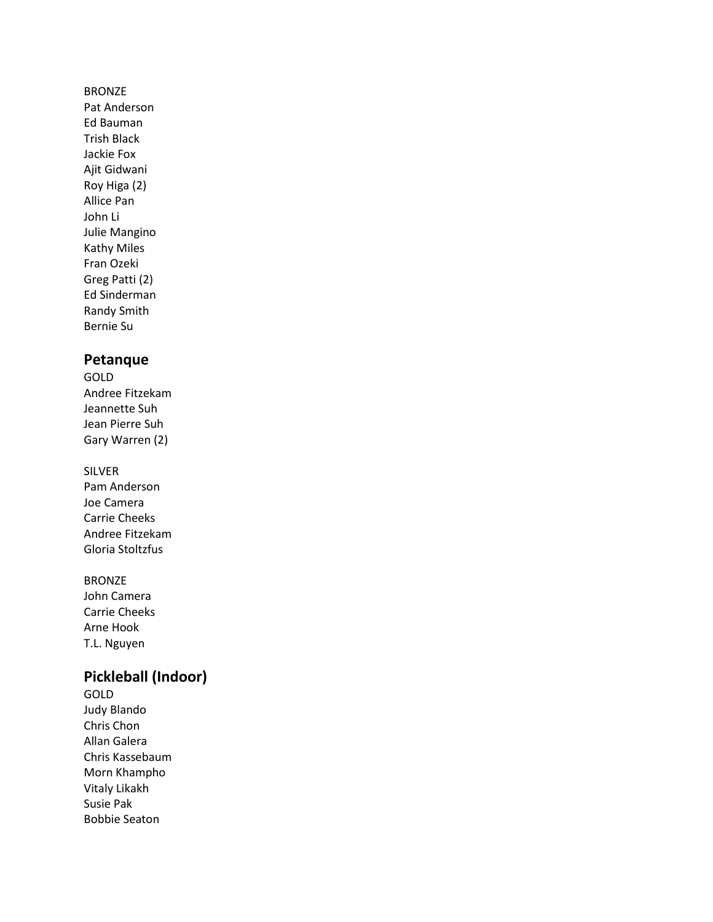BRONZE
Pat Anderson
Ed Bauman
Trish Black
Jackie Fox
Ajit Gidwani
Roy Higa (2)
Allice Pan
John Li
Julie Mangino
Kathy Miles
Fran Ozeki
Greg Patti (2)
Ed Sinderman
Randy Smith
Bernie Su

## Petanque

GOLD
Andree Fitzekam
Jeannette Suh
Jean Pierre Suh
Gary Warren (2)

SILVER
Pam Anderson
Joe Camera
Carrie Cheeks
Andree Fitzekam
Gloria Stoltzfus

BRONZE
John Camera
Carrie Cheeks
Arne Hook
T.L. Nguyen

## Pickleball (Indoor)

GOLD
Judy Blando
Chris Chon
Allan Galera
Chris Kassebaum
Morn Khampho
Vitaly Likakh
Susie Pak
Bobbie Seaton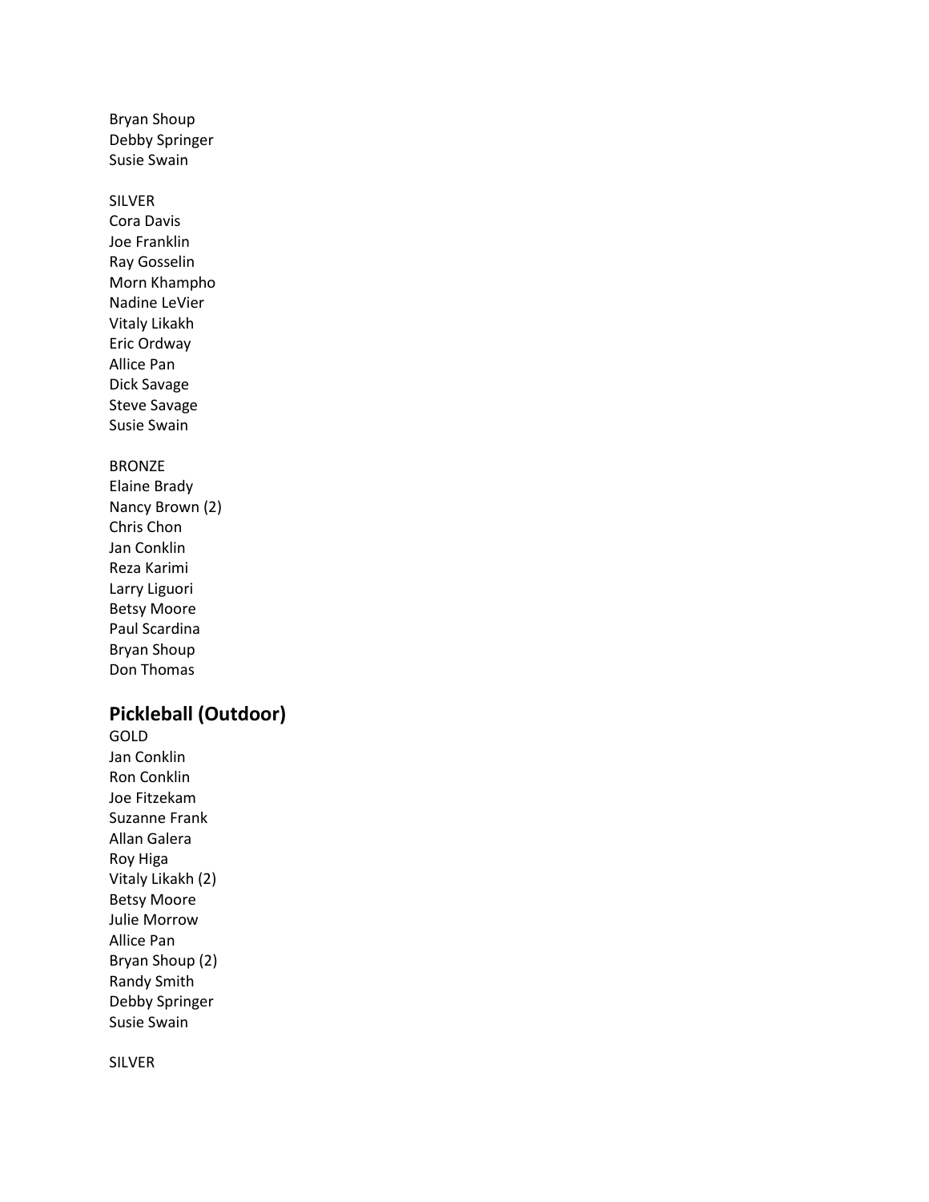Bryan Shoup  
Debby Springer  
Susie Swain

SILVER  
Cora Davis  
Joe Franklin  
Ray Gosselin  
Morn Khampho  
Nadine LeVier  
Vitaly Likakh  
Eric Ordway  
Allice Pan  
Dick Savage  
Steve Savage  
Susie Swain

BRONZE  
Elaine Brady  
Nancy Brown (2)  
Chris Chon  
Jan Conklin  
Reza Karimi  
Larry Liguori  
Betsy Moore  
Paul Scardina  
Bryan Shoup  
Don Thomas

## Pickleball (Outdoor)

GOLD  
Jan Conklin  
Ron Conklin  
Joe Fitzekam  
Suzanne Frank  
Allan Galera  
Roy Higa  
Vitaly Likakh (2)  
Betsy Moore  
Julie Morrow  
Allice Pan  
Bryan Shoup (2)  
Randy Smith  
Debby Springer  
Susie Swain

SILVER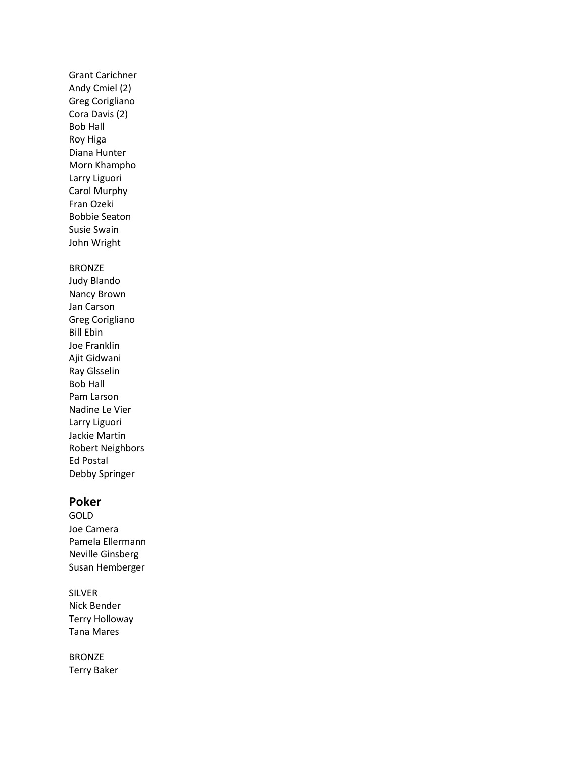Grant Carichner
Andy Cmiel (2)
Greg Corigliano
Cora Davis (2)
Bob Hall
Roy Higa
Diana Hunter
Morn Khampho
Larry Liguori
Carol Murphy
Fran Ozeki
Bobbie Seaton
Susie Swain
John Wright

BRONZE
Judy Blando
Nancy Brown
Jan Carson
Greg Corigliano
Bill Ebin
Joe Franklin
Ajit Gidwani
Ray Glsselin
Bob Hall
Pam Larson
Nadine Le Vier
Larry Liguori
Jackie Martin
Robert Neighbors
Ed Postal
Debby Springer

## Poker

GOLD
Joe Camera
Pamela Ellermann
Neville Ginsberg
Susan Hemberger

SILVER
Nick Bender
Terry Holloway
Tana Mares

BRONZE
Terry Baker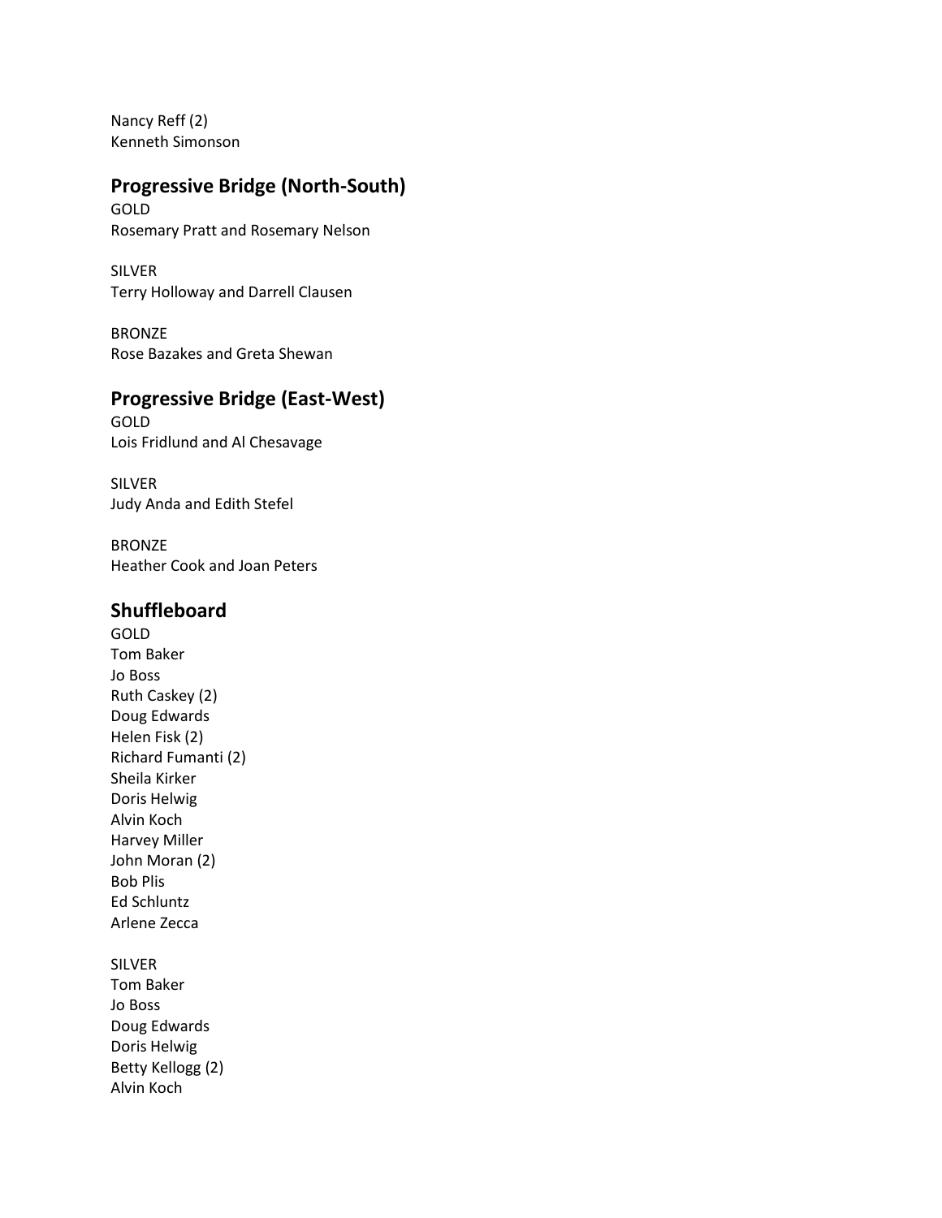Nancy Reff (2)
Kenneth Simonson

## Progressive Bridge (North-South)

GOLD
Rosemary Pratt and Rosemary Nelson

SILVER
Terry Holloway and Darrell Clausen

BRONZE
Rose Bazakes and Greta Shewan

## Progressive Bridge (East-West)

GOLD
Lois Fridlund and Al Chesavage

SILVER
Judy Anda and Edith Stefel

BRONZE
Heather Cook and Joan Peters

## Shuffleboard

GOLD
Tom Baker
Jo Boss
Ruth Caskey (2)
Doug Edwards
Helen Fisk (2)
Richard Fumanti (2)
Sheila Kirker
Doris Helwig
Alvin Koch
Harvey Miller
John Moran (2)
Bob Plis
Ed Schluntz
Arlene Zecca

SILVER
Tom Baker
Jo Boss
Doug Edwards
Doris Helwig
Betty Kellogg (2)
Alvin Koch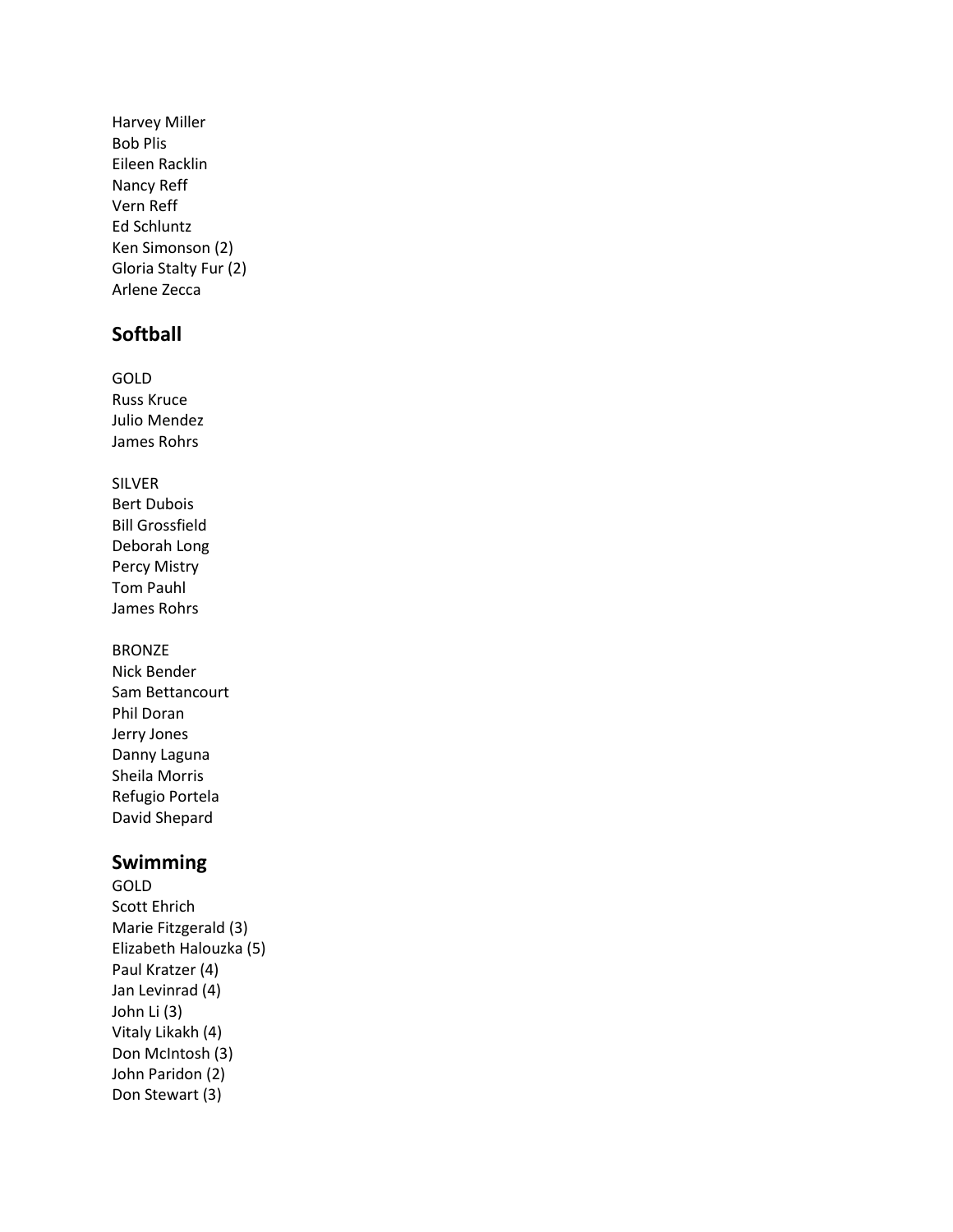Harvey Miller
Bob Plis
Eileen Racklin
Nancy Reff
Vern Reff
Ed Schluntz
Ken Simonson (2)
Gloria Stalty Fur (2)
Arlene Zecca

## Softball

GOLD
Russ Kruce
Julio Mendez
James Rohrs

SILVER
Bert Dubois
Bill Grossfield
Deborah Long
Percy Mistry
Tom Pauhl
James Rohrs

BRONZE
Nick Bender
Sam Bettancourt
Phil Doran
Jerry Jones
Danny Laguna
Sheila Morris
Refugio Portela
David Shepard

## Swimming

GOLD
Scott Ehrich
Marie Fitzgerald (3)
Elizabeth Halouzka (5)
Paul Kratzer (4)
Jan Levinrad (4)
John Li (3)
Vitaly Likakh (4)
Don McIntosh (3)
John Paridon (2)
Don Stewart (3)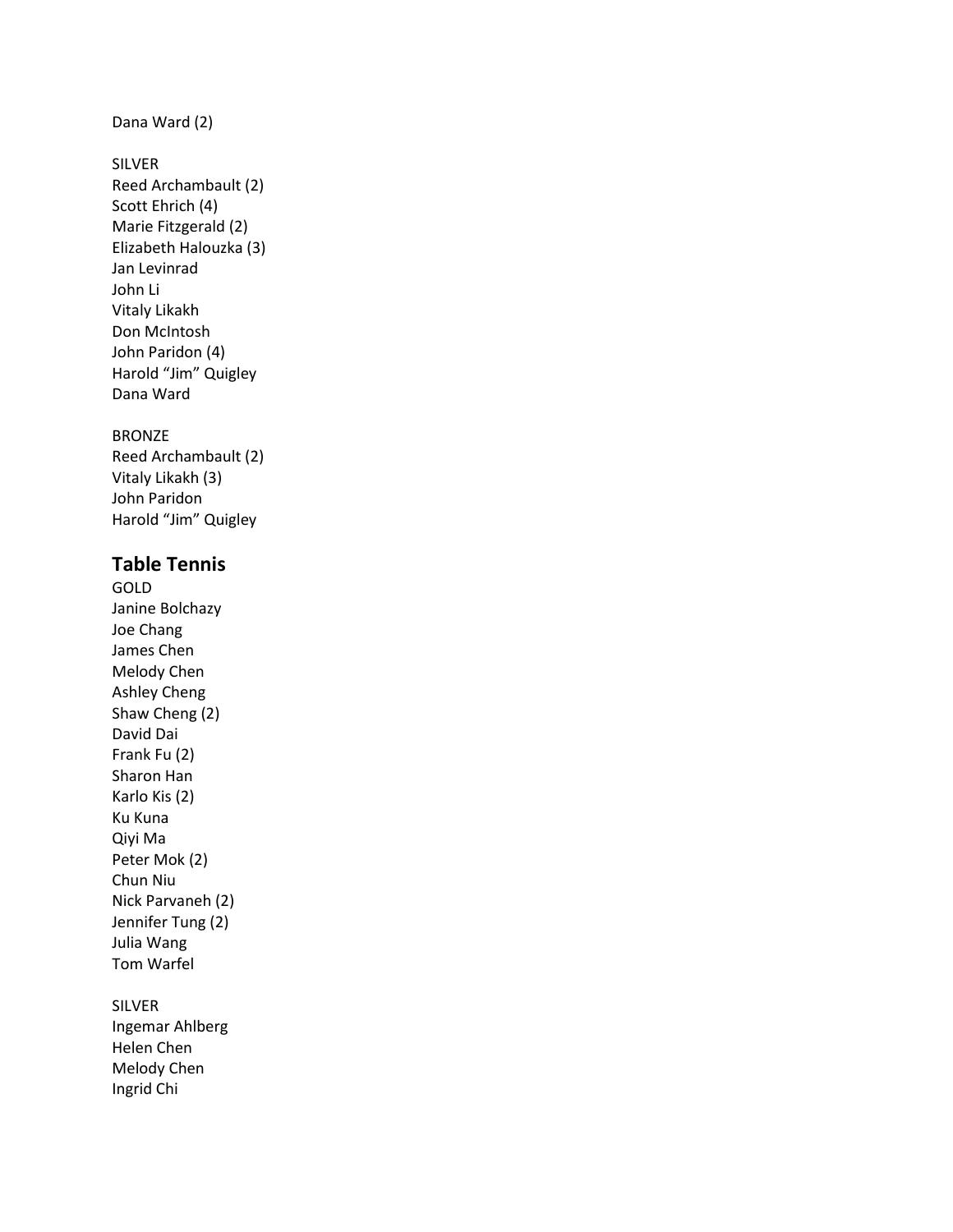Dana Ward (2)

SILVER
Reed Archambault (2)
Scott Ehrich (4)
Marie Fitzgerald (2)
Elizabeth Halouzka (3)
Jan Levinrad
John Li
Vitaly Likakh
Don McIntosh
John Paridon (4)
Harold "Jim" Quigley
Dana Ward

BRONZE
Reed Archambault (2)
Vitaly Likakh (3)
John Paridon
Harold "Jim" Quigley

## Table Tennis

GOLD
Janine Bolchazy
Joe Chang
James Chen
Melody Chen
Ashley Cheng
Shaw Cheng (2)
David Dai
Frank Fu (2)
Sharon Han
Karlo Kis (2)
Ku Kuna
Qiyi Ma
Peter Mok (2)
Chun Niu
Nick Parvaneh (2)
Jennifer Tung (2)
Julia Wang
Tom Warfel

SILVER
Ingemar Ahlberg
Helen Chen
Melody Chen
Ingrid Chi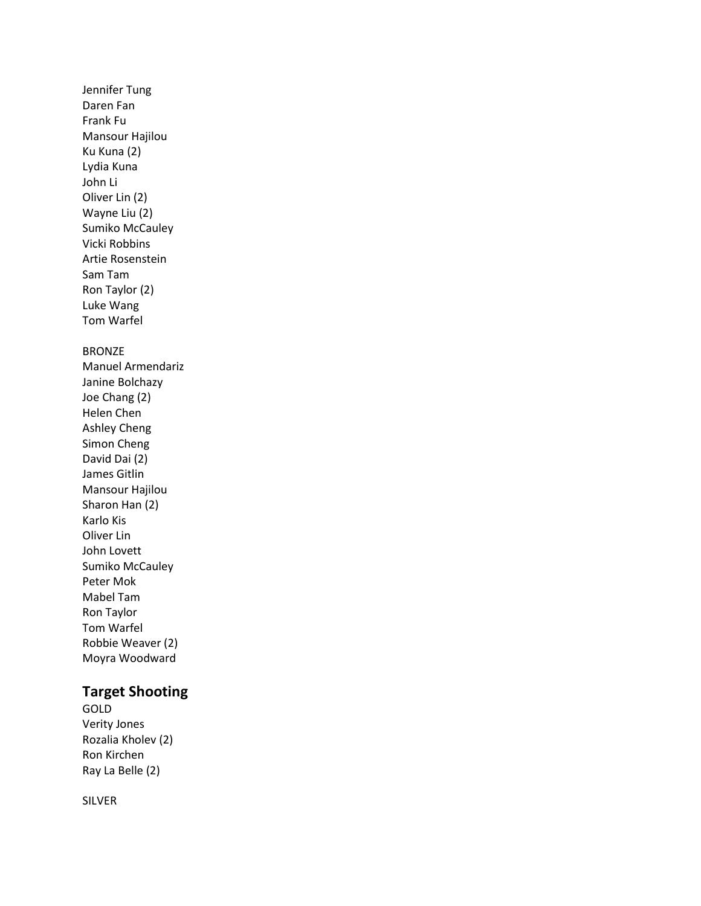Jennifer Tung
Daren Fan
Frank Fu
Mansour Hajilou
Ku Kuna (2)
Lydia Kuna
John Li
Oliver Lin (2)
Wayne Liu (2)
Sumiko McCauley
Vicki Robbins
Artie Rosenstein
Sam Tam
Ron Taylor (2)
Luke Wang
Tom Warfel

BRONZE
Manuel Armendariz
Janine Bolchazy
Joe Chang (2)
Helen Chen
Ashley Cheng
Simon Cheng
David Dai (2)
James Gitlin
Mansour Hajilou
Sharon Han (2)
Karlo Kis
Oliver Lin
John Lovett
Sumiko McCauley
Peter Mok
Mabel Tam
Ron Taylor
Tom Warfel
Robbie Weaver (2)
Moyra Woodward

## Target Shooting

GOLD
Verity Jones
Rozalia Kholev (2)
Ron Kirchen
Ray La Belle (2)

SILVER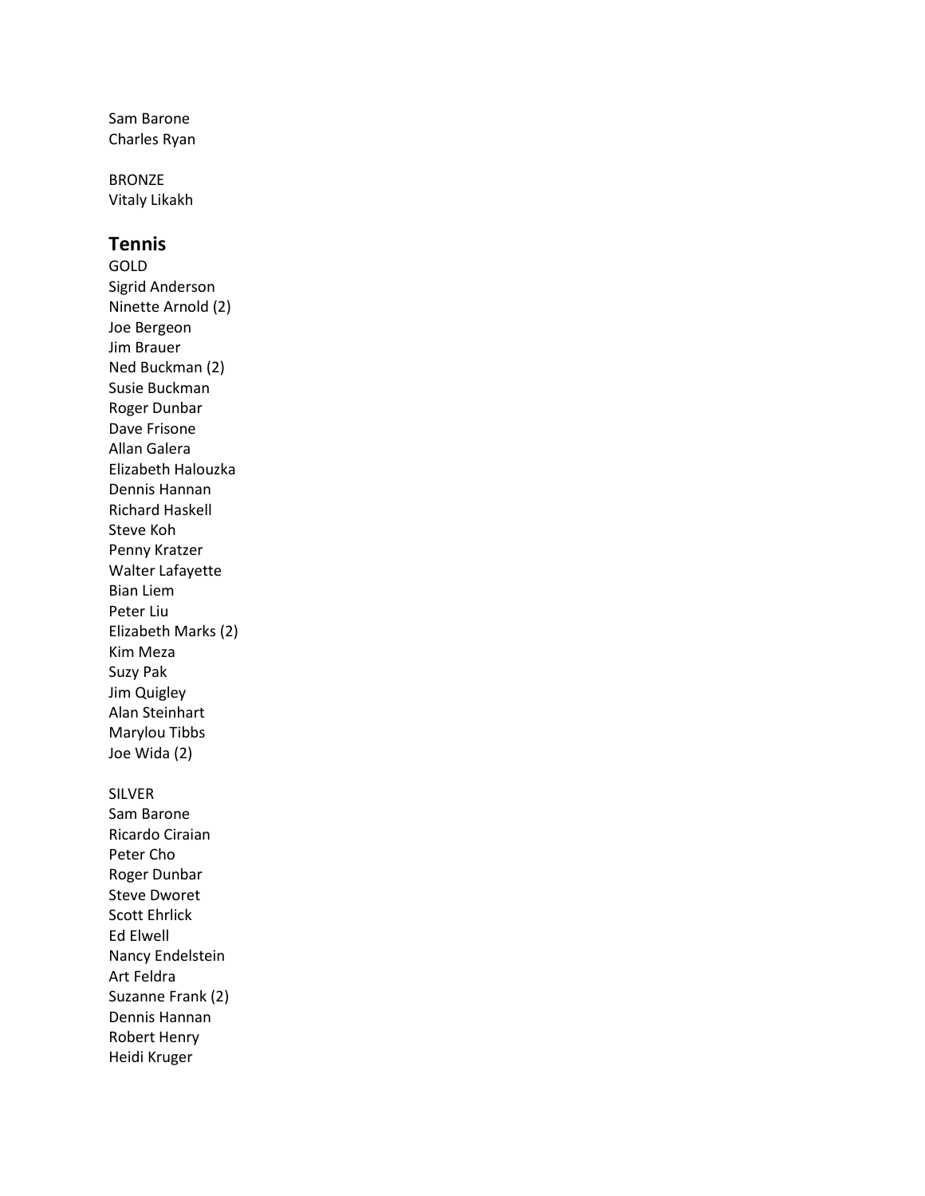Sam Barone
Charles Ryan

BRONZE
Vitaly Likakh

## Tennis

GOLD
Sigrid Anderson
Ninette Arnold (2)
Joe Bergeon
Jim Brauer
Ned Buckman (2)
Susie Buckman
Roger Dunbar
Dave Frisone
Allan Galera
Elizabeth Halouzka
Dennis Hannan
Richard Haskell
Steve Koh
Penny Kratzer
Walter Lafayette
Bian Liem
Peter Liu
Elizabeth Marks (2)
Kim Meza
Suzy Pak
Jim Quigley
Alan Steinhart
Marylou Tibbs
Joe Wida (2)

SILVER
Sam Barone
Ricardo Ciraian
Peter Cho
Roger Dunbar
Steve Dworet
Scott Ehrlick
Ed Elwell
Nancy Endelstein
Art Feldra
Suzanne Frank (2)
Dennis Hannan
Robert Henry
Heidi Kruger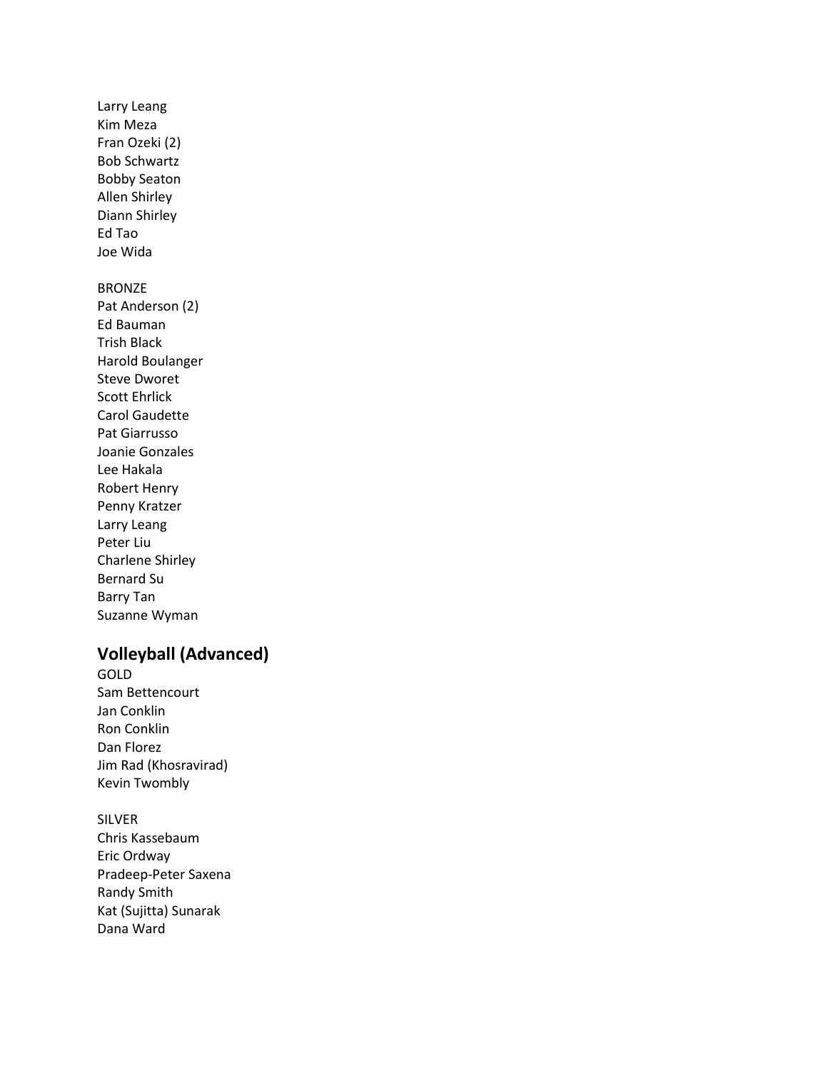Larry Leang
Kim Meza
Fran Ozeki (2)
Bob Schwartz
Bobby Seaton
Allen Shirley
Diann Shirley
Ed Tao
Joe Wida

BRONZE
Pat Anderson (2)
Ed Bauman
Trish Black
Harold Boulanger
Steve Dworet
Scott Ehrlick
Carol Gaudette
Pat Giarrusso
Joanie Gonzales
Lee Hakala
Robert Henry
Penny Kratzer
Larry Leang
Peter Liu
Charlene Shirley
Bernard Su
Barry Tan
Suzanne Wyman

## Volleyball (Advanced)

GOLD
Sam Bettencourt
Jan Conklin
Ron Conklin
Dan Florez
Jim Rad (Khosravirad)
Kevin Twombly

SILVER
Chris Kassebaum
Eric Ordway
Pradeep-Peter Saxena
Randy Smith
Kat (Sujitta) Sunarak
Dana Ward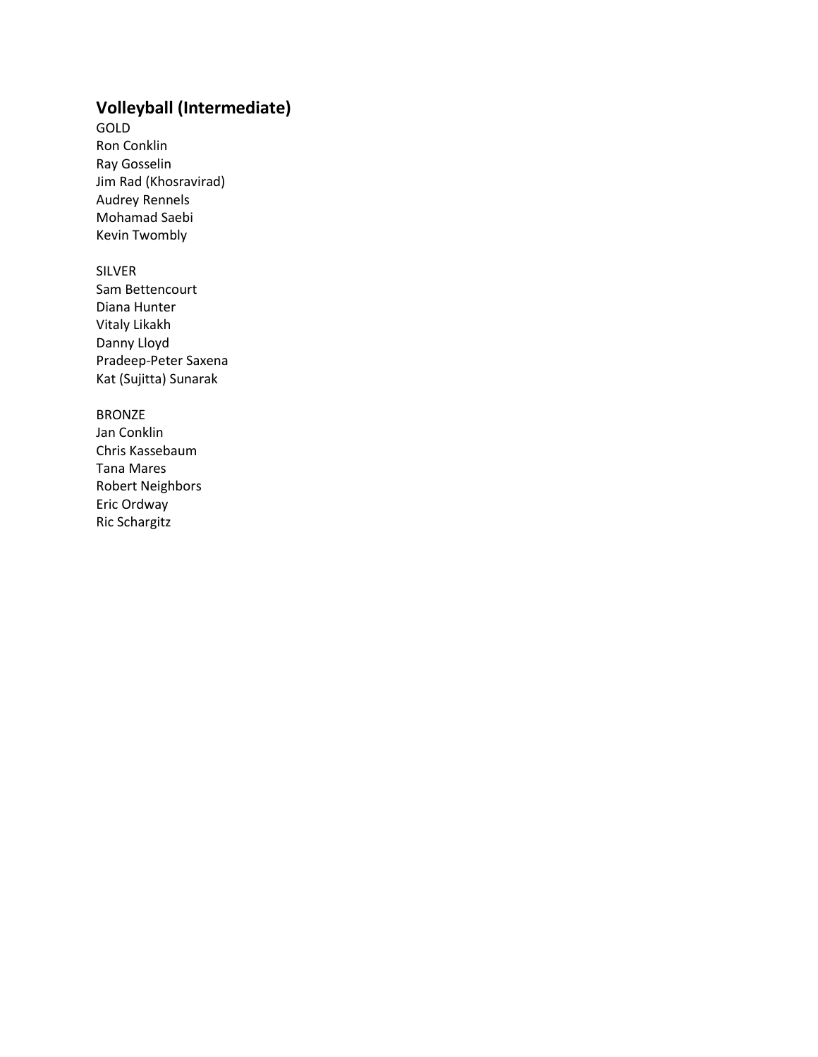## Volleyball (Intermediate)

GOLD
Ron Conklin
Ray Gosselin
Jim Rad (Khosravirad)
Audrey Rennels
Mohamad Saebi
Kevin Twombly

SILVER
Sam Bettencourt
Diana Hunter
Vitaly Likakh
Danny Lloyd
Pradeep-Peter Saxena
Kat (Sujitta) Sunarak

BRONZE
Jan Conklin
Chris Kassebaum
Tana Mares
Robert Neighbors
Eric Ordway
Ric Schargitz